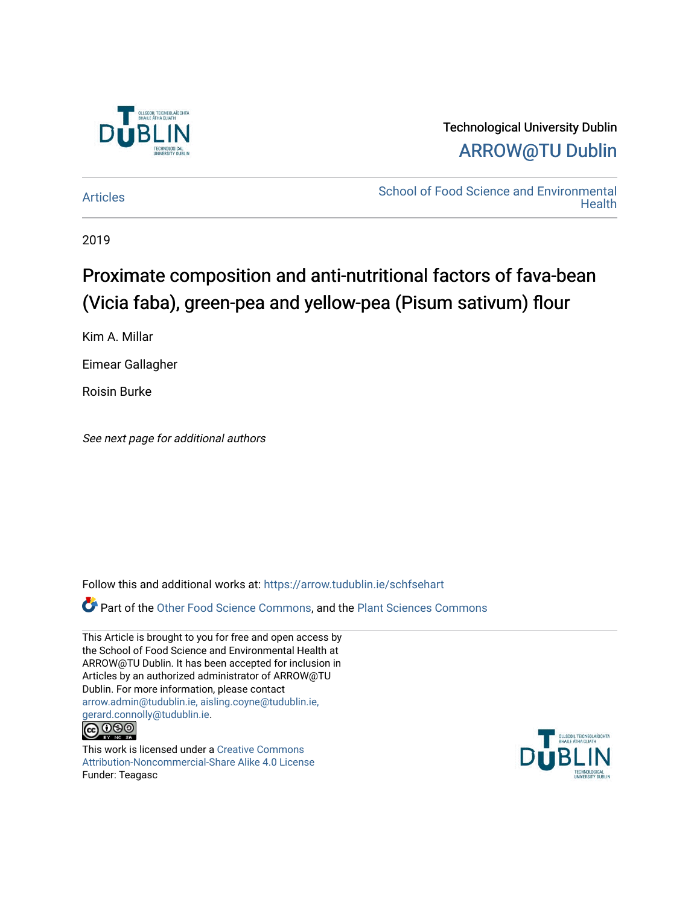Technological University Dublin

ARROW@TU Dublin

Articles

School of Food Science and Environmental Health

2019

# Proximate composition and anti-nutritional factors of fava-bean (Vicia faba), green-pea and yellow-pea (Pisum sativum) flour

Kim A. Millar

Eimear Gallagher

Roisin Burke

*See next page for additional authors*

Follow this and additional works at: https://arrow.tudublin.ie/schfsehart

Part of the Other Food Science Commons, and the Plant Sciences Commons

This Article is brought to you for free and open access by the School of Food Science and Environmental Health at ARROW@TU Dublin. It has been accepted for inclusion in Articles by an authorized administrator of ARROW@TU Dublin. For more information, please contact arrow.admin@tudublin.ie, aisling.coyne@tudublin.ie, gerard.connolly@tudublin.ie.

This work is licensed under a Creative Commons Attribution-Noncommercial-Share Alike 4.0 License

Funder: Teagasc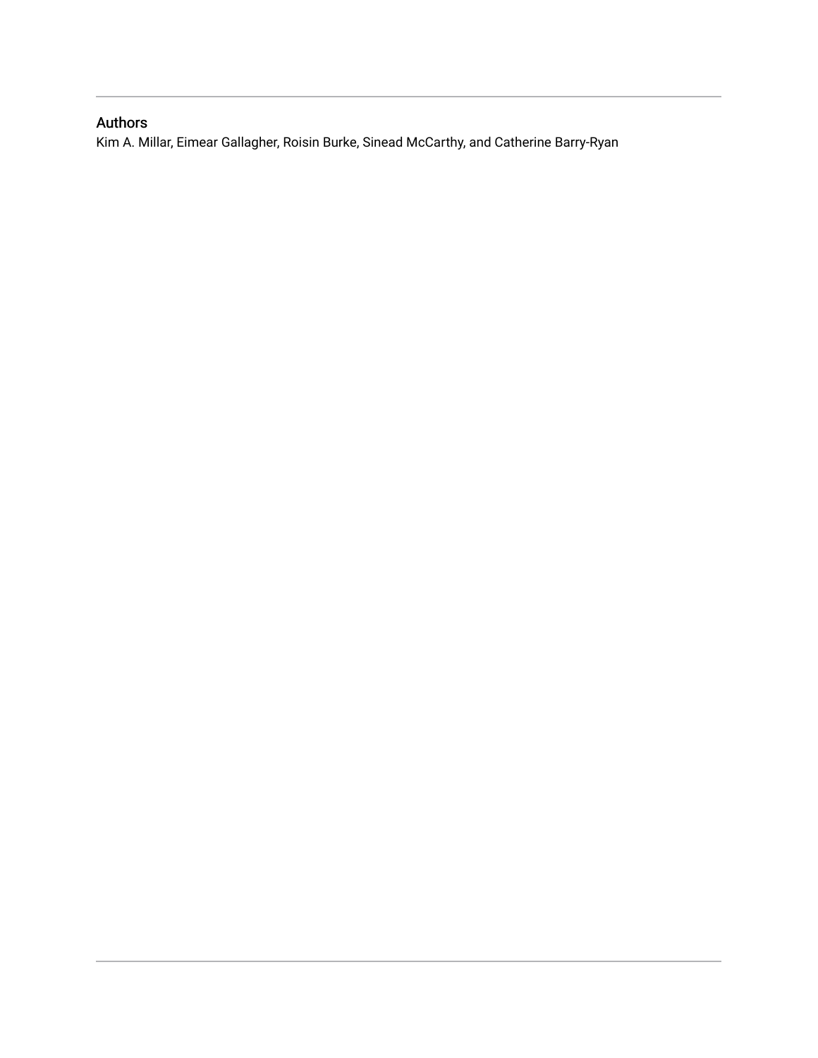## Authors

Kim A. Millar, Eimear Gallagher, Roisin Burke, Sinead McCarthy, and Catherine Barry-Ryan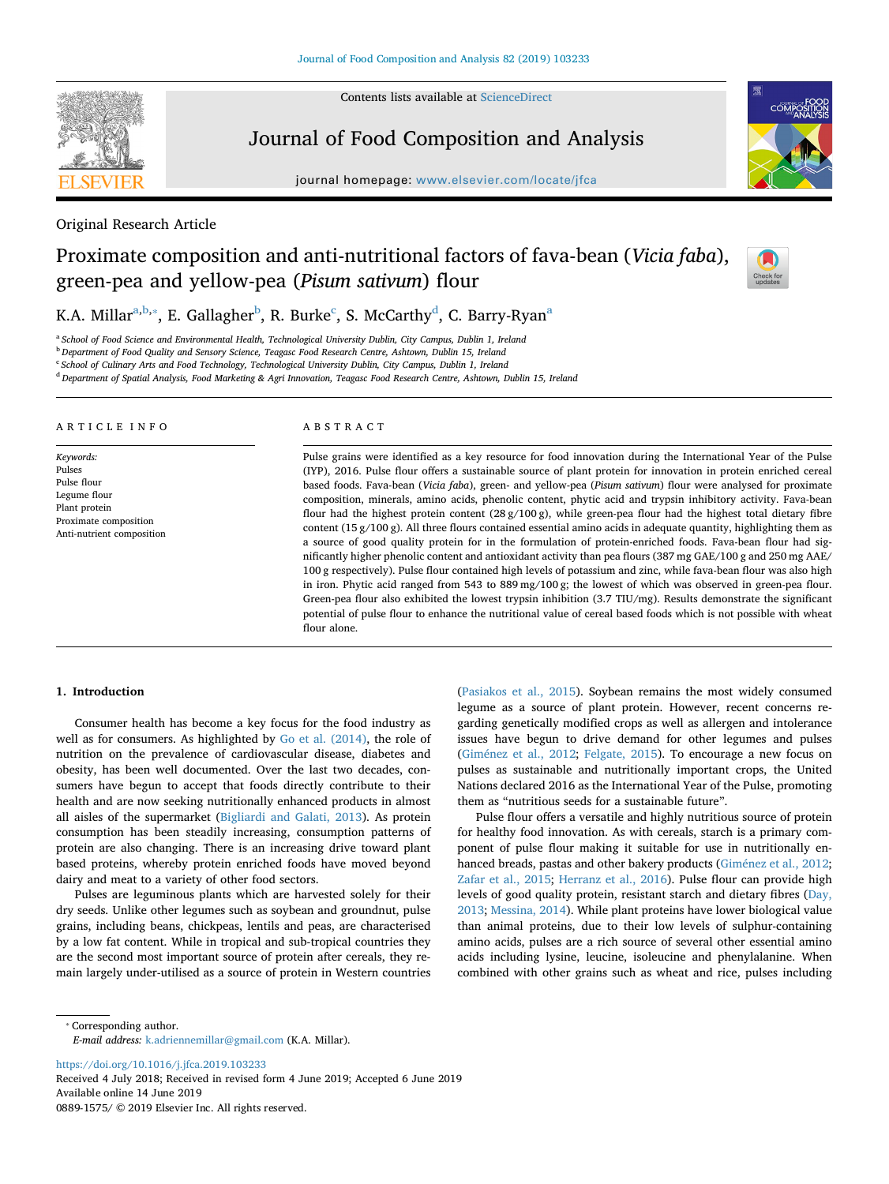Original Research Article

# Proximate composition and anti-nutritional factors of fava-bean (*Vicia faba*), green-pea and yellow-pea (*Pisum sativum*) flour

K.A. Millar[a,b,*], E. Gallagher[b], R. Burke[c], S. McCarthy[d], C. Barry-Ryan[a]

[a] School of Food Science and Environmental Health, Technological University Dublin, City Campus, Dublin 1, Ireland
[b] Department of Food Quality and Sensory Science, Teagasc Food Research Centre, Ashtown, Dublin 15, Ireland
[c] School of Culinary Arts and Food Technology, Technological University Dublin, City Campus, Dublin 1, Ireland
[d] Department of Spatial Analysis, Food Marketing & Agri Innovation, Teagasc Food Research Centre, Ashtown, Dublin 15, Ireland

**ARTICLE INFO**

*Keywords:*
Pulses
Pulse flour
Legume flour
Plant protein
Proximate composition
Anti-nutrient composition

**ABSTRACT**

Pulse grains were identified as a key resource for food innovation during the International Year of the Pulse (IYP), 2016. Pulse flour offers a sustainable source of plant protein for innovation in protein enriched cereal based foods. Fava-bean (*Vicia faba*), green- and yellow-pea (*Pisum sativum*) flour were analysed for proximate composition, minerals, amino acids, phenolic content, phytic acid and trypsin inhibitory activity. Fava-bean flour had the highest protein content (28 g/100 g), while green-pea flour had the highest total dietary fibre content (15 g/100 g). All three flours contained essential amino acids in adequate quantity, highlighting them as a source of good quality protein for in the formulation of protein-enriched foods. Fava-bean flour had significantly higher phenolic content and antioxidant activity than pea flours (387 mg GAE/100 g and 250 mg AAE/100 g respectively). Pulse flour contained high levels of potassium and zinc, while fava-bean flour was also high in iron. Phytic acid ranged from 543 to 889 mg/100 g; the lowest of which was observed in green-pea flour. Green-pea flour also exhibited the lowest trypsin inhibition (3.7 TIU/mg). Results demonstrate the significant potential of pulse flour to enhance the nutritional value of cereal based foods which is not possible with wheat flour alone.

## 1. Introduction

Consumer health has become a key focus for the food industry as well as for consumers. As highlighted by Go et al. (2014), the role of nutrition on the prevalence of cardiovascular disease, diabetes and obesity, has been well documented. Over the last two decades, consumers have begun to accept that foods directly contribute to their health and are now seeking nutritionally enhanced products in almost all aisles of the supermarket (Bigliardi and Galati, 2013). As protein consumption has been steadily increasing, consumption patterns of protein are also changing. There is an increasing drive toward plant based proteins, whereby protein enriched foods have moved beyond dairy and meat to a variety of other food sectors.

Pulses are leguminous plants which are harvested solely for their dry seeds. Unlike other legumes such as soybean and groundnut, pulse grains, including beans, chickpeas, lentils and peas, are characterised by a low fat content. While in tropical and sub-tropical countries they are the second most important source of protein after cereals, they remain largely under-utilised as a source of protein in Western countries (Pasiakos et al., 2015). Soybean remains the most widely consumed legume as a source of plant protein. However, recent concerns regarding genetically modified crops as well as allergen and intolerance issues have begun to drive demand for other legumes and pulses (Giménez et al., 2012; Felgate, 2015). To encourage a new focus on pulses as sustainable and nutritionally important crops, the United Nations declared 2016 as the International Year of the Pulse, promoting them as "nutritious seeds for a sustainable future".

Pulse flour offers a versatile and highly nutritious source of protein for healthy food innovation. As with cereals, starch is a primary component of pulse flour making it suitable for use in nutritionally enhanced breads, pastas and other bakery products (Giménez et al., 2012; Zafar et al., 2015; Herranz et al., 2016). Pulse flour can provide high levels of good quality protein, resistant starch and dietary fibres (Day, 2013; Messina, 2014). While plant proteins have lower biological value than animal proteins, due to their low levels of sulphur-containing amino acids, pulses are a rich source of several other essential amino acids including lysine, leucine, isoleucine and phenylalanine. When combined with other grains such as wheat and rice, pulses including

* Corresponding author.
*E-mail address:* k.adriennemillar@gmail.com (K.A. Millar).

https://doi.org/10.1016/j.jfca.2019.103233
Received 4 July 2018; Received in revised form 4 June 2019; Accepted 6 June 2019
Available online 14 June 2019
0889-1575/ © 2019 Elsevier Inc. All rights reserved.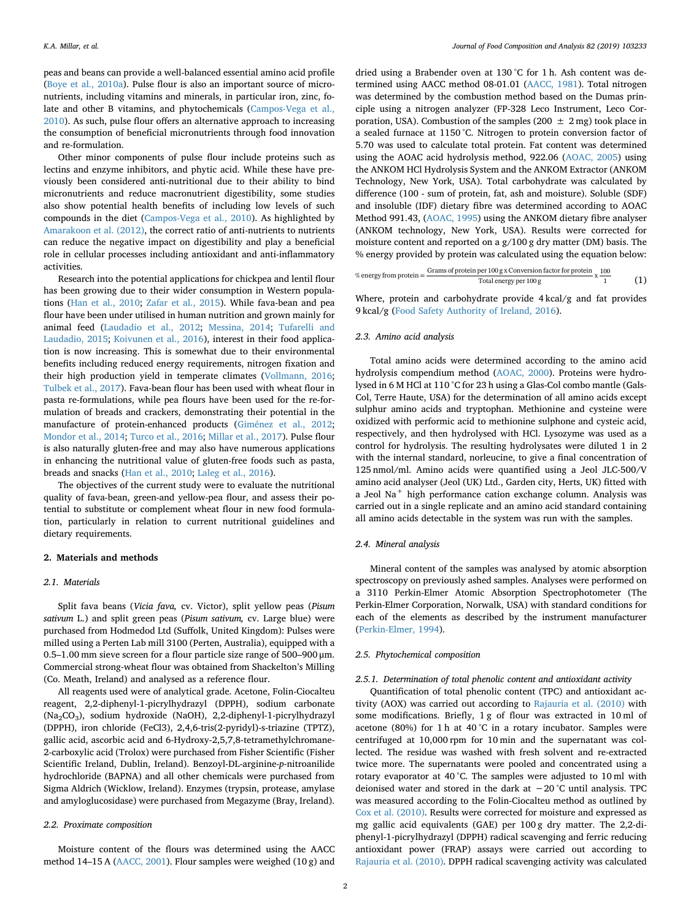peas and beans can provide a well-balanced essential amino acid profile (Boye et al., 2010a). Pulse flour is also an important source of micronutrients, including vitamins and minerals, in particular iron, zinc, folate and other B vitamins, and phytochemicals (Campos-Vega et al., 2010). As such, pulse flour offers an alternative approach to increasing the consumption of beneficial micronutrients through food innovation and re-formulation.

Other minor components of pulse flour include proteins such as lectins and enzyme inhibitors, and phytic acid. While these have previously been considered anti-nutritional due to their ability to bind micronutrients and reduce macronutrient digestibility, some studies also show potential health benefits of including low levels of such compounds in the diet (Campos-Vega et al., 2010). As highlighted by Amarakoon et al. (2012), the correct ratio of anti-nutrients to nutrients can reduce the negative impact on digestibility and play a beneficial role in cellular processes including antioxidant and anti-inflammatory activities.

Research into the potential applications for chickpea and lentil flour has been growing due to their wider consumption in Western populations (Han et al., 2010; Zafar et al., 2015). While fava-bean and pea flour have been under utilised in human nutrition and grown mainly for animal feed (Laudadio et al., 2012; Messina, 2014; Tufarelli and Laudadio, 2015; Koivunen et al., 2016), interest in their food application is now increasing. This is somewhat due to their environmental benefits including reduced energy requirements, nitrogen fixation and their high production yield in temperate climates (Vollmann, 2016; Tulbek et al., 2017). Fava-bean flour has been used with wheat flour in pasta re-formulations, while pea flours have been used for the re-formulation of breads and crackers, demonstrating their potential in the manufacture of protein-enhanced products (Giménez et al., 2012; Mondor et al., 2014; Turco et al., 2016; Millar et al., 2017). Pulse flour is also naturally gluten-free and may also have numerous applications in enhancing the nutritional value of gluten-free foods such as pasta, breads and snacks (Han et al., 2010; Laleg et al., 2016).

The objectives of the current study were to evaluate the nutritional quality of fava-bean, green-and yellow-pea flour, and assess their potential to substitute or complement wheat flour in new food formulation, particularly in relation to current nutritional guidelines and dietary requirements.

## 2. Materials and methods

### 2.1. Materials

Split fava beans (*Vicia fava,* cv. Victor), split yellow peas (*Pisum sativum* L.) and split green peas (*Pisum sativum,* cv. Large blue) were purchased from Hodmedod Ltd (Suffolk, United Kingdom): Pulses were milled using a Perten Lab mill 3100 (Perten, Australia), equipped with a 0.5–1.00 mm sieve screen for a flour particle size range of 500–900 µm. Commercial strong-wheat flour was obtained from Shackelton's Milling (Co. Meath, Ireland) and analysed as a reference flour.

All reagents used were of analytical grade. Acetone, Folin-Ciocalteu reagent, 2,2-diphenyl-1-picrylhydrazyl (DPPH), sodium carbonate ($Na_2CO_3$), sodium hydroxide (NaOH), 2,2-diphenyl-1-picrylhydrazyl (DPPH), iron chloride (FeCl3), 2,4,6-tris(2-pyridyl)-s-triazine (TPTZ), gallic acid, ascorbic acid and 6-Hydroxy-2,5,7,8-tetramethylchromane-2-carboxylic acid (Trolox) were purchased from Fisher Scientific (Fisher Scientific Ireland, Dublin, Ireland). Benzoyl-DL-arginine-*p*-nitroanilide hydrochloride (BAPNA) and all other chemicals were purchased from Sigma Aldrich (Wicklow, Ireland). Enzymes (trypsin, protease, amylase and amyloglucosidase) were purchased from Megazyme (Bray, Ireland).

### 2.2. Proximate composition

Moisture content of the flours was determined using the AACC method 14–15 A (AACC, 2001). Flour samples were weighed (10 g) and dried using a Brabender oven at 130 °C for 1 h. Ash content was determined using AACC method 08-01.01 (AACC, 1981). Total nitrogen was determined by the combustion method based on the Dumas principle using a nitrogen analyzer (FP-328 Leco Instrument, Leco Corporation, USA). Combustion of the samples (200 ± 2 mg) took place in a sealed furnace at 1150 °C. Nitrogen to protein conversion factor of 5.70 was used to calculate total protein. Fat content was determined using the AOAC acid hydrolysis method, 922.06 (AOAC, 2005) using the ANKOM HCl Hydrolysis System and the ANKOM Extractor (ANKOM Technology, New York, USA). Total carbohydrate was calculated by difference (100 - sum of protein, fat, ash and moisture). Soluble (SDF) and insoluble (IDF) dietary fibre was determined according to AOAC Method 991.43, (AOAC, 1995) using the ANKOM dietary fibre analyser (ANKOM technology, New York, USA). Results were corrected for moisture content and reported on a g/100 g dry matter (DM) basis. The % energy provided by protein was calculated using the equation below:

$$\%\text{ energy from protein} = \frac{\text{Grams of protein per 100 g x Conversion factor for protein}}{\text{Total energy per 100 g}} \times \frac{100}{1} \quad (1)$$

Where, protein and carbohydrate provide 4 kcal/g and fat provides 9 kcal/g (Food Safety Authority of Ireland, 2016).

### 2.3. Amino acid analysis

Total amino acids were determined according to the amino acid hydrolysis compendium method (AOAC, 2000). Proteins were hydrolysed in 6 M HCl at 110 °C for 23 h using a Glas-Col combo mantle (Gals-Col, Terre Haute, USA) for the determination of all amino acids except sulphur amino acids and tryptophan. Methionine and cysteine were oxidized with performic acid to methionine sulphone and cysteic acid, respectively, and then hydrolysed with HCl. Lysozyme was used as a control for hydrolysis. The resulting hydrolysates were diluted 1 in 2 with the internal standard, norleucine, to give a final concentration of 125 nmol/ml. Amino acids were quantified using a Jeol JLC-500/V amino acid analyser (Jeol (UK) Ltd., Garden city, Herts, UK) fitted with a Jeol $Na^+$ high performance cation exchange column. Analysis was carried out in a single replicate and an amino acid standard containing all amino acids detectable in the system was run with the samples.

### 2.4. Mineral analysis

Mineral content of the samples was analysed by atomic absorption spectroscopy on previously ashed samples. Analyses were performed on a 3110 Perkin-Elmer Atomic Absorption Spectrophotometer (The Perkin-Elmer Corporation, Norwalk, USA) with standard conditions for each of the elements as described by the instrument manufacturer (Perkin-Elmer, 1994).

### 2.5. Phytochemical composition

#### 2.5.1. Determination of total phenolic content and antioxidant activity

Quantification of total phenolic content (TPC) and antioxidant activity (AOX) was carried out according to Rajauria et al. (2010) with some modifications. Briefly, 1 g of flour was extracted in 10 ml of acetone (80%) for 1 h at 40 °C in a rotary incubator. Samples were centrifuged at 10,000 rpm for 10 min and the supernatant was collected. The residue was washed with fresh solvent and re-extracted twice more. The supernatants were pooled and concentrated using a rotary evaporator at 40 °C. The samples were adjusted to 10 ml with deionised water and stored in the dark at −20 °C until analysis. TPC was measured according to the Folin-Ciocalteu method as outlined by Cox et al. (2010). Results were corrected for moisture and expressed as mg gallic acid equivalents (GAE) per 100 g dry matter. The 2,2-diphenyl-1-picrylhydrazyl (DPPH) radical scavenging and ferric reducing antioxidant power (FRAP) assays were carried out according to Rajauria et al. (2010). DPPH radical scavenging activity was calculated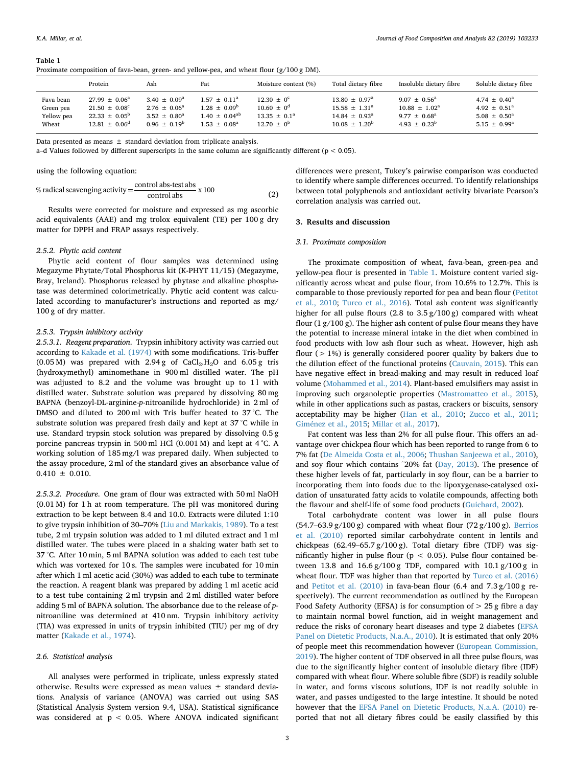**Table 1**
Proximate composition of fava-bean, green- and yellow-pea, and wheat flour (g/100 g DM).

| | Protein | Ash | Fat | Moisture content (%) | Total dietary fibre | Insoluble dietary fibre | Soluble dietary fibre |
|---|---|---|---|---|---|---|---|
| Fava bean | 27.99 ± 0.06$^{a}$ | 3.40 ± 0.09$^{a}$ | 1.57 ± 0.11$^{a}$ | 12.30 ± 0$^{c}$ | 13.80 ± 0.97$^{a}$ | 9.07 ± 0.56$^{a}$ | 4.74 ± 0.40$^{a}$ |
| Green pea | 21.50 ± 0.08$^{c}$ | 2.76 ± 0.06$^{a}$ | 1.28 ± 0.09$^{b}$ | 10.60 ± 0$^{d}$ | 15.58 ± 1.31$^{a}$ | 10.88 ± 1.02$^{a}$ | 4.92 ± 0.51$^{a}$ |
| Yellow pea | 22.33 ± 0.05$^{b}$ | 3.52 ± 0.80$^{a}$ | 1.40 ± 0.04$^{ab}$ | 13.35 ± 0.1$^{a}$ | 14.84 ± 0.93$^{a}$ | 9.77 ± 0.68$^{a}$ | 5.08 ± 0.50$^{a}$ |
| Wheat | 12.81 ± 0.06$^{d}$ | 0.96 ± 0.19$^{b}$ | 1.53 ± 0.08$^{a}$ | 12.70 ± 0$^{b}$ | 10.08 ± 1.20$^{b}$ | 4.93 ± 0.23$^{b}$ | 5.15 ± 0.99$^{a}$ |

Data presented as means ± standard deviation from triplicate analysis.
a–d Values followed by different superscripts in the same column are significantly different ($p < 0.05$).

using the following equation:

$$\% \text{ radical scavenging activity} = \frac{\text{control abs-test abs}}{\text{control abs}} \times 100 \tag{2}$$

Results were corrected for moisture and expressed as mg ascorbic acid equivalents (AAE) and mg trolox equivalent (TE) per 100 g dry matter for DPPH and FRAP assays respectively.

#### 2.5.2. Phytic acid content

Phytic acid content of flour samples was determined using Megazyme Phytate/Total Phosphorus kit (K-PHYT 11/15) (Megazyme, Bray, Ireland). Phosphorus released by phytase and alkaline phosphatase was determined colorimetrically. Phytic acid content was calculated according to manufacturer's instructions and reported as mg/100 g of dry matter.

#### 2.5.3. Trypsin inhibitory activity

*2.5.3.1. Reagent preparation.* Trypsin inhibitory activity was carried out according to Kakade et al. (1974) with some modifications. Tris-buffer (0.05 M) was prepared with 2.94 g of $CaCl_2.H_2O$ and 6.05 g tris (hydroxymethyl) aminomethane in 900 ml distilled water. The pH was adjusted to 8.2 and the volume was brought up to 1 l with distilled water. Substrate solution was prepared by dissolving 80 mg BAPNA (benzoyl-DL-arginine-*p*-nitroanilide hydrochloride) in 2 ml of DMSO and diluted to 200 ml with Tris buffer heated to 37 °C. The substrate solution was prepared fresh daily and kept at 37 °C while in use. Standard trypsin stock solution was prepared by dissolving 0.5 g porcine pancreas trypsin in 500 ml HCl (0.001 M) and kept at 4 °C. A working solution of 185 mg/l was prepared daily. When subjected to the assay procedure, 2 ml of the standard gives an absorbance value of 0.410 ± 0.010.

*2.5.3.2. Procedure.* One gram of flour was extracted with 50 ml NaOH (0.01 M) for 1 h at room temperature. The pH was monitored during extraction to be kept between 8.4 and 10.0. Extracts were diluted 1:10 to give trypsin inhibition of 30–70% (Liu and Markakis, 1989). To a test tube, 2 ml trypsin solution was added to 1 ml diluted extract and 1 ml distilled water. The tubes were placed in a shaking water bath set to 37 °C. After 10 min, 5 ml BAPNA solution was added to each test tube which was vortexed for 10 s. The samples were incubated for 10 min after which 1 ml acetic acid (30%) was added to each tube to terminate the reaction. A reagent blank was prepared by adding 1 ml acetic acid to a test tube containing 2 ml trypsin and 2 ml distilled water before adding 5 ml of BAPNA solution. The absorbance due to the release of *p*-nitroaniline was determined at 410 nm. Trypsin inhibitory activity (TIA) was expressed in units of trypsin inhibited (TIU) per mg of dry matter (Kakade et al., 1974).

### 2.6. Statistical analysis

All analyses were performed in triplicate, unless expressly stated otherwise. Results were expressed as mean values ± standard deviations. Analysis of variance (ANOVA) was carried out using SAS (Statistical Analysis System version 9.4, USA). Statistical significance was considered at $p < 0.05$. Where ANOVA indicated significant differences were present, Tukey's pairwise comparison was conducted to identify where sample differences occurred. To identify relationships between total polyphenols and antioxidant activity bivariate Pearson's correlation analysis was carried out.

## 3. Results and discussion

### 3.1. Proximate composition

The proximate composition of wheat, fava-bean, green-pea and yellow-pea flour is presented in Table 1. Moisture content varied significantly across wheat and pulse flour, from 10.6% to 12.7%. This is comparable to those previously reported for pea and bean flour (Petitot et al., 2010; Turco et al., 2016). Total ash content was significantly higher for all pulse flours (2.8 to 3.5 g/100 g) compared with wheat flour (1 g/100 g). The higher ash content of pulse flour means they have the potential to increase mineral intake in the diet when combined in food products with low ash flour such as wheat. However, high ash flour (> 1%) is generally considered poorer quality by bakers due to the dilution effect of the functional proteins (Cauvain, 2015). This can have negative effect in bread-making and may result in reduced loaf volume (Mohammed et al., 2014). Plant-based emulsifiers may assist in improving such organoleptic properties (Mastromatteo et al., 2015), while in other applications such as pastas, crackers or biscuits, sensory acceptability may be higher (Han et al., 2010; Zucco et al., 2011; Giménez et al., 2015; Millar et al., 2017).

Fat content was less than 2% for all pulse flour. This offers an advantage over chickpea flour which has been reported to range from 6 to 7% fat (De Almeida Costa et al., 2006; Thushan Sanjeewa et al., 2010), and soy flour which contains ˜20% fat (Day, 2013). The presence of these higher levels of fat, particularly in soy flour, can be a barrier to incorporating them into foods due to the lipoxygenase-catalysed oxidation of unsaturated fatty acids to volatile compounds, affecting both the flavour and shelf-life of some food products (Guichard, 2002).

Total carbohydrate content was lower in all pulse flours (54.7–63.9 g/100 g) compared with wheat flour (72 g/100 g). Berrios et al. (2010) reported similar carbohydrate content in lentils and chickpeas (62.49–65.7 g/100 g). Total dietary fibre (TDF) was significantly higher in pulse flour ($p < 0.05$). Pulse flour contained between 13.8 and 16.6 g/100 g TDF, compared with 10.1 g/100 g in wheat flour. TDF was higher than that reported by Turco et al. (2016) and Petitot et al. (2010) in fava-bean flour (6.4 and 7.3 g/100 g respectively). The current recommendation as outlined by the European Food Safety Authority (EFSA) is for consumption of > 25 g fibre a day to maintain normal bowel function, aid in weight management and reduce the risks of coronary heart diseases and type 2 diabetes (EFSA Panel on Dietetic Products, N.a.A., 2010). It is estimated that only 20% of people meet this recommendation however (European Commission, 2019). The higher content of TDF observed in all three pulse flours, was due to the significantly higher content of insoluble dietary fibre (IDF) compared with wheat flour. Where soluble fibre (SDF) is readily soluble in water, and forms viscous solutions, IDF is not readily soluble in water, and passes undigested to the large intestine. It should be noted however that the EFSA Panel on Dietetic Products, N.a.A. (2010) reported that not all dietary fibres could be easily classified by this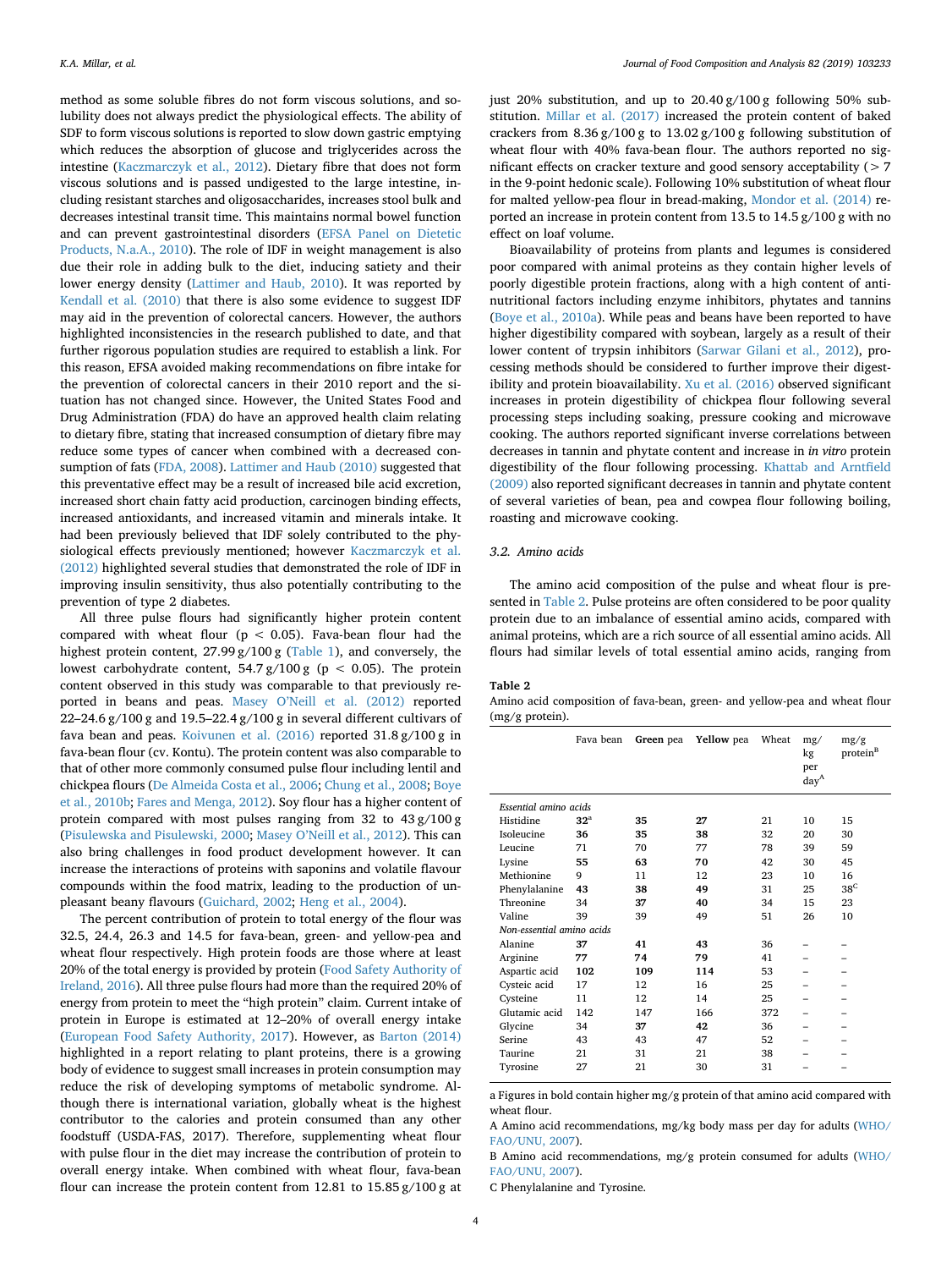method as some soluble fibres do not form viscous solutions, and solubility does not always predict the physiological effects. The ability of SDF to form viscous solutions is reported to slow down gastric emptying which reduces the absorption of glucose and triglycerides across the intestine (Kaczmarczyk et al., 2012). Dietary fibre that does not form viscous solutions and is passed undigested to the large intestine, including resistant starches and oligosaccharides, increases stool bulk and decreases intestinal transit time. This maintains normal bowel function and can prevent gastrointestinal disorders (EFSA Panel on Dietetic Products, N.a.A., 2010). The role of IDF in weight management is also due their role in adding bulk to the diet, inducing satiety and their lower energy density (Lattimer and Haub, 2010). It was reported by Kendall et al. (2010) that there is also some evidence to suggest IDF may aid in the prevention of colorectal cancers. However, the authors highlighted inconsistencies in the research published to date, and that further rigorous population studies are required to establish a link. For this reason, EFSA avoided making recommendations on fibre intake for the prevention of colorectal cancers in their 2010 report and the situation has not changed since. However, the United States Food and Drug Administration (FDA) do have an approved health claim relating to dietary fibre, stating that increased consumption of dietary fibre may reduce some types of cancer when combined with a decreased consumption of fats (FDA, 2008). Lattimer and Haub (2010) suggested that this preventative effect may be a result of increased bile acid excretion, increased short chain fatty acid production, carcinogen binding effects, increased antioxidants, and increased vitamin and minerals intake. It had been previously believed that IDF solely contributed to the physiological effects previously mentioned; however Kaczmarczyk et al. (2012) highlighted several studies that demonstrated the role of IDF in improving insulin sensitivity, thus also potentially contributing to the prevention of type 2 diabetes.

All three pulse flours had significantly higher protein content compared with wheat flour ($p < 0.05$). Fava-bean flour had the highest protein content, 27.99 g/100 g (Table 1), and conversely, the lowest carbohydrate content, 54.7 g/100 g ($p < 0.05$). The protein content observed in this study was comparable to that previously reported in beans and peas. Masey O'Neill et al. (2012) reported 22–24.6 g/100 g and 19.5–22.4 g/100 g in several different cultivars of fava bean and peas. Koivunen et al. (2016) reported 31.8 g/100 g in fava-bean flour (cv. Kontu). The protein content was also comparable to that of other more commonly consumed pulse flour including lentil and chickpea flours (De Almeida Costa et al., 2006; Chung et al., 2008; Boye et al., 2010b; Fares and Menga, 2012). Soy flour has a higher content of protein compared with most pulses ranging from 32 to 43 g/100 g (Pisulewska and Pisulewski, 2000; Masey O'Neill et al., 2012). This can also bring challenges in food product development however. It can increase the interactions of proteins with saponins and volatile flavour compounds within the food matrix, leading to the production of unpleasant beany flavours (Guichard, 2002; Heng et al., 2004).

The percent contribution of protein to total energy of the flour was 32.5, 24.4, 26.3 and 14.5 for fava-bean, green- and yellow-pea and wheat flour respectively. High protein foods are those where at least 20% of the total energy is provided by protein (Food Safety Authority of Ireland, 2016). All three pulse flours had more than the required 20% of energy from protein to meet the "high protein" claim. Current intake of protein in Europe is estimated at 12–20% of overall energy intake (European Food Safety Authority, 2017). However, as Barton (2014) highlighted in a report relating to plant proteins, there is a growing body of evidence to suggest small increases in protein consumption may reduce the risk of developing symptoms of metabolic syndrome. Although there is international variation, globally wheat is the highest contributor to the calories and protein consumed than any other foodstuff (USDA-FAS, 2017). Therefore, supplementing wheat flour with pulse flour in the diet may increase the contribution of protein to overall energy intake. When combined with wheat flour, fava-bean flour can increase the protein content from 12.81 to 15.85 g/100 g at just 20% substitution, and up to 20.40 g/100 g following 50% substitution. Millar et al. (2017) increased the protein content of baked crackers from 8.36 g/100 g to 13.02 g/100 g following substitution of wheat flour with 40% fava-bean flour. The authors reported no significant effects on cracker texture and good sensory acceptability (> 7 in the 9-point hedonic scale). Following 10% substitution of wheat flour for malted yellow-pea flour in bread-making, Mondor et al. (2014) reported an increase in protein content from 13.5 to 14.5 g/100 g with no effect on loaf volume.

Bioavailability of proteins from plants and legumes is considered poor compared with animal proteins as they contain higher levels of poorly digestible protein fractions, along with a high content of antinutritional factors including enzyme inhibitors, phytates and tannins (Boye et al., 2010a). While peas and beans have been reported to have higher digestibility compared with soybean, largely as a result of their lower content of trypsin inhibitors (Sarwar Gilani et al., 2012), processing methods should be considered to further improve their digestibility and protein bioavailability. Xu et al. (2016) observed significant increases in protein digestibility of chickpea flour following several processing steps including soaking, pressure cooking and microwave cooking. The authors reported significant inverse correlations between decreases in tannin and phytate content and increase in *in vitro* protein digestibility of the flour following processing. Khattab and Arntfield (2009) also reported significant decreases in tannin and phytate content of several varieties of bean, pea and cowpea flour following boiling, roasting and microwave cooking.

### 3.2. Amino acids

The amino acid composition of the pulse and wheat flour is presented in Table 2. Pulse proteins are often considered to be poor quality protein due to an imbalance of essential amino acids, compared with animal proteins, which are a rich source of all essential amino acids. All flours had similar levels of total essential amino acids, ranging from

**Table 2**
Amino acid composition of fava-bean, green- and yellow-pea and wheat flour (mg/g protein).

| | Fava bean | Green pea | Yellow pea | Wheat | mg/kg per day[A] | mg/g protein[B] |
|---|---|---|---|---|---|---|
| *Essential amino acids* | | | | | | |
| Histidine | **32**[a] | **35** | **27** | 21 | 10 | 15 |
| Isoleucine | **36** | **35** | **38** | 32 | 20 | 30 |
| Leucine | 71 | 70 | 77 | 78 | 39 | 59 |
| Lysine | **55** | **63** | **70** | 42 | 30 | 45 |
| Methionine | 9 | 11 | 12 | 23 | 10 | 16 |
| Phenylalanine | **43** | **38** | **49** | 31 | 25 | 38[C] |
| Threonine | 34 | **37** | **40** | 34 | 15 | 23 |
| Valine | 39 | 39 | 49 | 51 | 26 | 10 |
| *Non-essential amino acids* | | | | | | |
| Alanine | **37** | **41** | **43** | 36 | – | – |
| Arginine | **77** | **74** | **79** | 41 | – | – |
| Aspartic acid | **102** | **109** | **114** | 53 | – | – |
| Cysteic acid | 17 | 12 | 16 | 25 | – | – |
| Cysteine | 11 | 12 | 14 | 25 | – | – |
| Glutamic acid | 142 | 147 | 166 | 372 | – | – |
| Glycine | 34 | **37** | **42** | 36 | – | – |
| Serine | 43 | 43 | 47 | 52 | – | – |
| Taurine | 21 | 31 | 21 | 38 | – | – |
| Tyrosine | 27 | 21 | 30 | 31 | – | – |

a Figures in bold contain higher mg/g protein of that amino acid compared with wheat flour.
A Amino acid recommendations, mg/kg body mass per day for adults (WHO/FAO/UNU, 2007).
B Amino acid recommendations, mg/g protein consumed for adults (WHO/FAO/UNU, 2007).
C Phenylalanine and Tyrosine.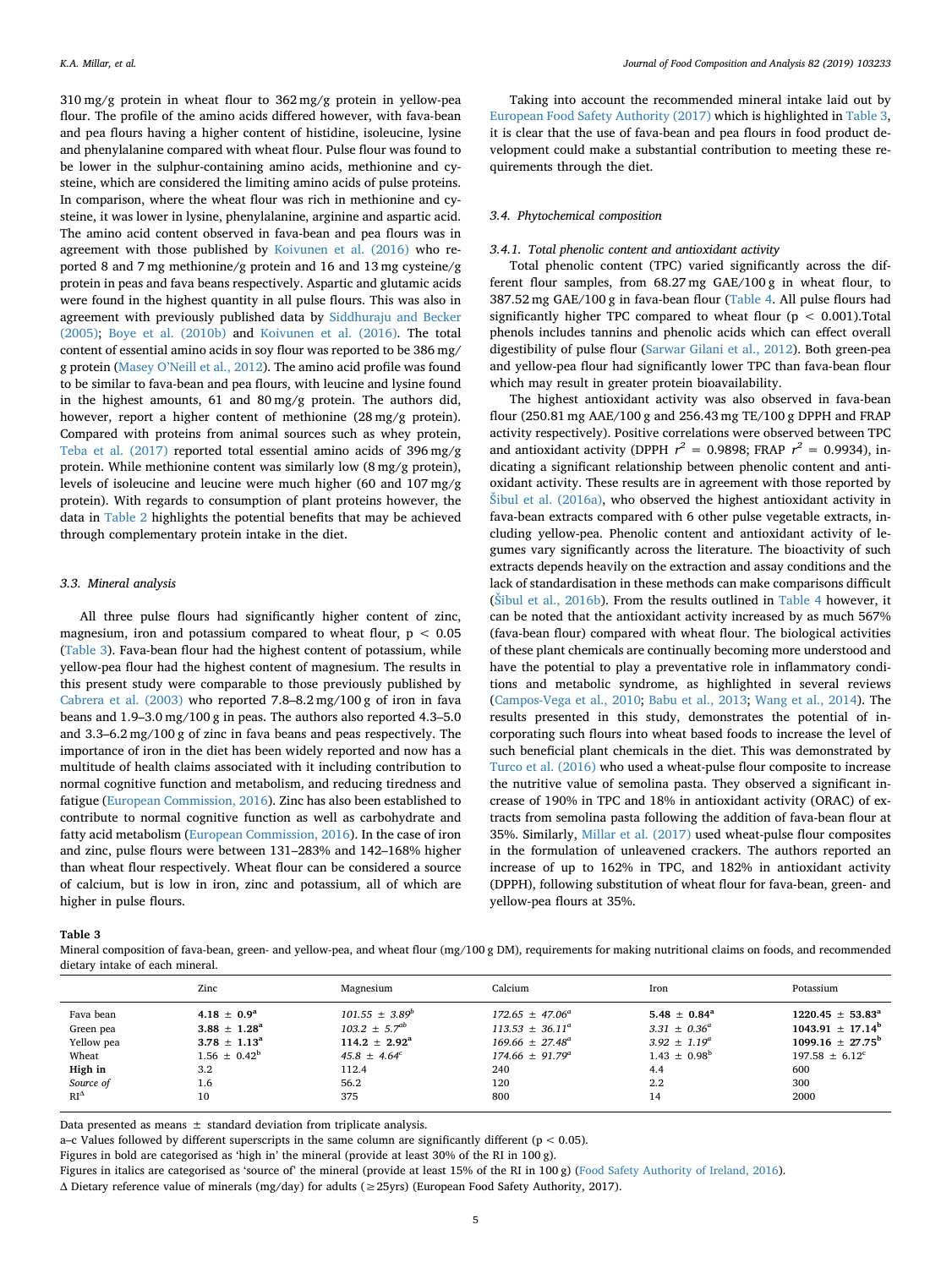310 mg/g protein in wheat flour to 362 mg/g protein in yellow-pea flour. The profile of the amino acids differed however, with fava-bean and pea flours having a higher content of histidine, isoleucine, lysine and phenylalanine compared with wheat flour. Pulse flour was found to be lower in the sulphur-containing amino acids, methionine and cysteine, which are considered the limiting amino acids of pulse proteins. In comparison, where the wheat flour was rich in methionine and cysteine, it was lower in lysine, phenylalanine, arginine and aspartic acid. The amino acid content observed in fava-bean and pea flours was in agreement with those published by Koivunen et al. (2016) who reported 8 and 7 mg methionine/g protein and 16 and 13 mg cysteine/g protein in peas and fava beans respectively. Aspartic and glutamic acids were found in the highest quantity in all pulse flours. This was also in agreement with previously published data by Siddhuraju and Becker (2005); Boye et al. (2010b) and Koivunen et al. (2016). The total content of essential amino acids in soy flour was reported to be 386 mg/g protein (Masey O'Neill et al., 2012). The amino acid profile was found to be similar to fava-bean and pea flours, with leucine and lysine found in the highest amounts, 61 and 80 mg/g protein. The authors did, however, report a higher content of methionine (28 mg/g protein). Compared with proteins from animal sources such as whey protein, Teba et al. (2017) reported total essential amino acids of 396 mg/g protein. While methionine content was similarly low (8 mg/g protein), levels of isoleucine and leucine were much higher (60 and 107 mg/g protein). With regards to consumption of plant proteins however, the data in Table 2 highlights the potential benefits that may be achieved through complementary protein intake in the diet.

### 3.3. Mineral analysis

All three pulse flours had significantly higher content of zinc, magnesium, iron and potassium compared to wheat flour, $p < 0.05$ (Table 3). Fava-bean flour had the highest content of potassium, while yellow-pea flour had the highest content of magnesium. The results in this present study were comparable to those previously published by Cabrera et al. (2003) who reported 7.8–8.2 mg/100 g of iron in fava beans and 1.9–3.0 mg/100 g in peas. The authors also reported 4.3–5.0 and 3.3–6.2 mg/100 g of zinc in fava beans and peas respectively. The importance of iron in the diet has been widely reported and now has a multitude of health claims associated with it including contribution to normal cognitive function and metabolism, and reducing tiredness and fatigue (European Commission, 2016). Zinc has also been established to contribute to normal cognitive function as well as carbohydrate and fatty acid metabolism (European Commission, 2016). In the case of iron and zinc, pulse flours were between 131–283% and 142–168% higher than wheat flour respectively. Wheat flour can be considered a source of calcium, but is low in iron, zinc and potassium, all of which are higher in pulse flours.

Taking into account the recommended mineral intake laid out by European Food Safety Authority (2017) which is highlighted in Table 3, it is clear that the use of fava-bean and pea flours in food product development could make a substantial contribution to meeting these requirements through the diet.

### 3.4. Phytochemical composition

#### 3.4.1. Total phenolic content and antioxidant activity

Total phenolic content (TPC) varied significantly across the different flour samples, from 68.27 mg GAE/100 g in wheat flour, to 387.52 mg GAE/100 g in fava-bean flour (Table 4. All pulse flours had significantly higher TPC compared to wheat flour ($p < 0.001$).Total phenols includes tannins and phenolic acids which can effect overall digestibility of pulse flour (Sarwar Gilani et al., 2012). Both green-pea and yellow-pea flour had significantly lower TPC than fava-bean flour which may result in greater protein bioavailability.

The highest antioxidant activity was also observed in fava-bean flour (250.81 mg AAE/100 g and 256.43 mg TE/100 g DPPH and FRAP activity respectively). Positive correlations were observed between TPC and antioxidant activity (DPPH $r^2 = 0.9898$; FRAP $r^2 = 0.9934$), indicating a significant relationship between phenolic content and antioxidant activity. These results are in agreement with those reported by Šibul et al. (2016a), who observed the highest antioxidant activity in fava-bean extracts compared with 6 other pulse vegetable extracts, including yellow-pea. Phenolic content and antioxidant activity of legumes vary significantly across the literature. The bioactivity of such extracts depends heavily on the extraction and assay conditions and the lack of standardisation in these methods can make comparisons difficult (Šibul et al., 2016b). From the results outlined in Table 4 however, it can be noted that the antioxidant activity increased by as much 567% (fava-bean flour) compared with wheat flour. The biological activities of these plant chemicals are continually becoming more understood and have the potential to play a preventative role in inflammatory conditions and metabolic syndrome, as highlighted in several reviews (Campos-Vega et al., 2010; Babu et al., 2013; Wang et al., 2014). The results presented in this study, demonstrates the potential of incorporating such flours into wheat based foods to increase the level of such beneficial plant chemicals in the diet. This was demonstrated by Turco et al. (2016) who used a wheat-pulse flour composite to increase the nutritive value of semolina pasta. They observed a significant increase of 190% in TPC and 18% in antioxidant activity (ORAC) of extracts from semolina pasta following the addition of fava-bean flour at 35%. Similarly, Millar et al. (2017) used wheat-pulse flour composites in the formulation of unleavened crackers. The authors reported an increase of up to 162% in TPC, and 182% in antioxidant activity (DPPH), following substitution of wheat flour for fava-bean, green- and yellow-pea flours at 35%.

**Table 3**
Mineral composition of fava-bean, green- and yellow-pea, and wheat flour (mg/100 g DM), requirements for making nutritional claims on foods, and recommended dietary intake of each mineral.

| | Zinc | Magnesium | Calcium | Iron | Potassium |
|---|---|---|---|---|---|
| Fava bean | **4.18 ± 0.9[a]** | *101.55 ± 3.89[b]* | *172.65 ± 47.06[a]* | **5.48 ± 0.84[a]** | **1220.45 ± 53.83[a]** |
| Green pea | **3.88 ± 1.28[a]** | *103.2 ± 5.7[ab]* | *113.53 ± 36.11[a]* | *3.31 ± 0.36[a]* | **1043.91 ± 17.14[b]** |
| Yellow pea | **3.78 ± 1.13[a]** | **114.2 ± 2.92[a]** | *169.66 ± 27.48[a]* | *3.92 ± 1.19[a]* | **1099.16 ± 27.75[b]** |
| Wheat | 1.56 ± 0.42[b] | 45.8 ± 4.64[c] | *174.66 ± 91.79[a]* | 1.43 ± 0.98[b] | 197.58 ± 6.12[c] |
| **High in** | 3.2 | 112.4 | 240 | 4.4 | 600 |
| *Source of* | 1.6 | 56.2 | 120 | 2.2 | 300 |
| RI[Δ] | 10 | 375 | 800 | 14 | 2000 |

Data presented as means ± standard deviation from triplicate analysis.
a–c Values followed by different superscripts in the same column are significantly different ($p < 0.05$).
Figures in bold are categorised as 'high in' the mineral (provide at least 30% of the RI in 100 g).
Figures in italics are categorised as 'source of' the mineral (provide at least 15% of the RI in 100 g) (Food Safety Authority of Ireland, 2016).
Δ Dietary reference value of minerals (mg/day) for adults (≥25yrs) (European Food Safety Authority, 2017).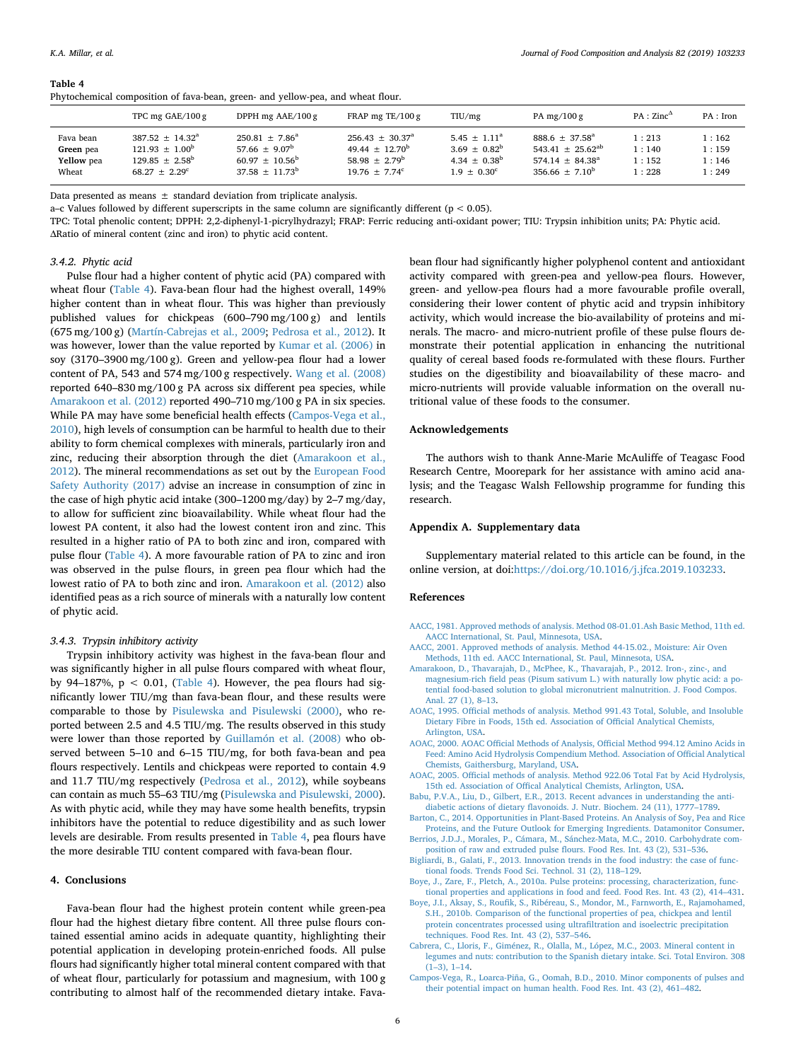**Table 4**
Phytochemical composition of fava-bean, green- and yellow-pea, and wheat flour.

| | TPC mg GAE/100 g | DPPH mg AAE/100 g | FRAP mg TE/100 g | TIU/mg | PA mg/100 g | PA : Zinc[Δ] | PA : Iron |
|---|---|---|---|---|---|---|---|
| Fava bean | 387.52 ± 14.32[a] | 250.81 ± 7.86[a] | 256.43 ± 30.37[a] | 5.45 ± 1.11[a] | 888.6 ± 37.58[a] | 1 : 213 | 1 : 162 |
| **Green** pea | 121.93 ± 1.00[b] | 57.66 ± 9.07[b] | 49.44 ± 12.70[b] | 3.69 ± 0.82[b] | 543.41 ± 25.62[ab] | 1 : 140 | 1 : 159 |
| **Yellow** pea | 129.85 ± 2.58[b] | 60.97 ± 10.56[b] | 58.98 ± 2.79[b] | 4.34 ± 0.38[b] | 574.14 ± 84.38[a] | 1 : 152 | 1 : 146 |
| Wheat | 68.27 ± 2.29[c] | 37.58 ± 11.73[b] | 19.76 ± 7.74[c] | 1.9 ± 0.30[c] | 356.66 ± 7.10[b] | 1 : 228 | 1 : 249 |

Data presented as means ± standard deviation from triplicate analysis.
a–c Values followed by different superscripts in the same column are significantly different ($p < 0.05$).
TPC: Total phenolic content; DPPH: 2,2-diphenyl-1-picrylhydrazyl; FRAP: Ferric reducing anti-oxidant power; TIU: Trypsin inhibition units; PA: Phytic acid.
ΔRatio of mineral content (zinc and iron) to phytic acid content.

### 3.4.2. Phytic acid

Pulse flour had a higher content of phytic acid (PA) compared with wheat flour (Table 4). Fava-bean flour had the highest overall, 149% higher content than in wheat flour. This was higher than previously published values for chickpeas (600–790 mg/100 g) and lentils (675 mg/100 g) (Martín-Cabrejas et al., 2009; Pedrosa et al., 2012). It was however, lower than the value reported by Kumar et al. (2006) in soy (3170–3900 mg/100 g). Green and yellow-pea flour had a lower content of PA, 543 and 574 mg/100 g respectively. Wang et al. (2008) reported 640–830 mg/100 g PA across six different pea species, while Amarakoon et al. (2012) reported 490–710 mg/100 g PA in six species. While PA may have some beneficial health effects (Campos-Vega et al., 2010), high levels of consumption can be harmful to health due to their ability to form chemical complexes with minerals, particularly iron and zinc, reducing their absorption through the diet (Amarakoon et al., 2012). The mineral recommendations as set out by the European Food Safety Authority (2017) advise an increase in consumption of zinc in the case of high phytic acid intake (300–1200 mg/day) by 2–7 mg/day, to allow for sufficient zinc bioavailability. While wheat flour had the lowest PA content, it also had the lowest content iron and zinc. This resulted in a higher ratio of PA to both zinc and iron, compared with pulse flour (Table 4). A more favourable ration of PA to zinc and iron was observed in the pulse flours, in green pea flour which had the lowest ratio of PA to both zinc and iron. Amarakoon et al. (2012) also identified peas as a rich source of minerals with a naturally low content of phytic acid.

### 3.4.3. Trypsin inhibitory activity

Trypsin inhibitory activity was highest in the fava-bean flour and was significantly higher in all pulse flours compared with wheat flour, by 94–187%, $p < 0.01$, (Table 4). However, the pea flours had significantly lower TIU/mg than fava-bean flour, and these results were comparable to those by Pisulewska and Pisulewski (2000), who reported between 2.5 and 4.5 TIU/mg. The results observed in this study were lower than those reported by Guillamón et al. (2008) who observed between 5–10 and 6–15 TIU/mg, for both fava-bean and pea flours respectively. Lentils and chickpeas were reported to contain 4.9 and 11.7 TIU/mg respectively (Pedrosa et al., 2012), while soybeans can contain as much 55–63 TIU/mg (Pisulewska and Pisulewski, 2000). As with phytic acid, while they may have some health benefits, trypsin inhibitors have the potential to reduce digestibility and as such lower levels are desirable. From results presented in Table 4, pea flours have the more desirable TIU content compared with fava-bean flour.

## 4. Conclusions

Fava-bean flour had the highest protein content while green-pea flour had the highest dietary fibre content. All three pulse flours contained essential amino acids in adequate quantity, highlighting their potential application in developing protein-enriched foods. All pulse flours had significantly higher total mineral content compared with that of wheat flour, particularly for potassium and magnesium, with 100 g contributing to almost half of the recommended dietary intake. Fava-bean flour had significantly higher polyphenol content and antioxidant activity compared with green-pea and yellow-pea flours. However, green- and yellow-pea flours had a more favourable profile overall, considering their lower content of phytic acid and trypsin inhibitory activity, which would increase the bio-availability of proteins and minerals. The macro- and micro-nutrient profile of these pulse flours demonstrate their potential application in enhancing the nutritional quality of cereal based foods re-formulated with these flours. Further studies on the digestibility and bioavailability of these macro- and micro-nutrients will provide valuable information on the overall nutritional value of these foods to the consumer.

## Acknowledgements

The authors wish to thank Anne-Marie McAuliffe of Teagasc Food Research Centre, Moorepark for her assistance with amino acid analysis; and the Teagasc Walsh Fellowship programme for funding this research.

## Appendix A. Supplementary data

Supplementary material related to this article can be found, in the online version, at doi:https://doi.org/10.1016/j.jfca.2019.103233.

## References

AACC, 1981. Approved methods of analysis. Method 08-01.01.Ash Basic Method, 11th ed. AACC International, St. Paul, Minnesota, USA.

AACC, 2001. Approved methods of analysis. Method 44-15.02., Moisture: Air Oven Methods, 11th ed. AACC International, St. Paul, Minnesota, USA.

Amarakoon, D., Thavarajah, D., McPhee, K., Thavarajah, P., 2012. Iron-, zinc-, and magnesium-rich field peas (Pisum sativum L.) with naturally low phytic acid: a potential food-based solution to global micronutrient malnutrition. J. Food Compos. Anal. 27 (1), 8–13.

AOAC, 1995. Official methods of analysis. Method 991.43 Total, Soluble, and Insoluble Dietary Fibre in Foods, 15th ed. Association of Official Analytical Chemists, Arlington, USA.

AOAC, 2000. AOAC Official Methods of Analysis, Official Method 994.12 Amino Acids in Feed: Amino Acid Hydrolysis Compendium Method. Association of Official Analytical Chemists, Gaithersburg, Maryland, USA.

AOAC, 2005. Official methods of analysis. Method 922.06 Total Fat by Acid Hydrolysis, 15th ed. Association of Offical Analytical Chemists, Arlington, USA.

Babu, P.V.A., Liu, D., Gilbert, E.R., 2013. Recent advances in understanding the anti-diabetic actions of dietary flavonoids. J. Nutr. Biochem. 24 (11), 1777–1789.

Barton, C., 2014. Opportunities in Plant-Based Proteins. An Analysis of Soy, Pea and Rice Proteins, and the Future Outlook for Emerging Ingredients. Datamonitor Consumer.

Berrios, J.D.J., Morales, P., Cámara, M., Sánchez-Mata, M.C., 2010. Carbohydrate composition of raw and extruded pulse flours. Food Res. Int. 43 (2), 531–536.

Bigliardi, B., Galati, F., 2013. Innovation trends in the food industry: the case of functional foods. Trends Food Sci. Technol. 31 (2), 118–129.

Boye, J., Zare, F., Pletch, A., 2010a. Pulse proteins: processing, characterization, functional properties and applications in food and feed. Food Res. Int. 43 (2), 414–431.

Boye, J.I., Aksay, S., Roufik, S., Ribéreau, S., Mondor, M., Farnworth, E., Rajamohamed, S.H., 2010b. Comparison of the functional properties of pea, chickpea and lentil protein concentrates processed using ultrafiltration and isoelectric precipitation techniques. Food Res. Int. 43 (2), 537–546.

Cabrera, C., Lloris, F., Giménez, R., Olalla, M., López, M.C., 2003. Mineral content in legumes and nuts: contribution to the Spanish dietary intake. Sci. Total Environ. 308 (1–3), 1–14.

Campos-Vega, R., Loarca-Piña, G., Oomah, B.D., 2010. Minor components of pulses and their potential impact on human health. Food Res. Int. 43 (2), 461–482.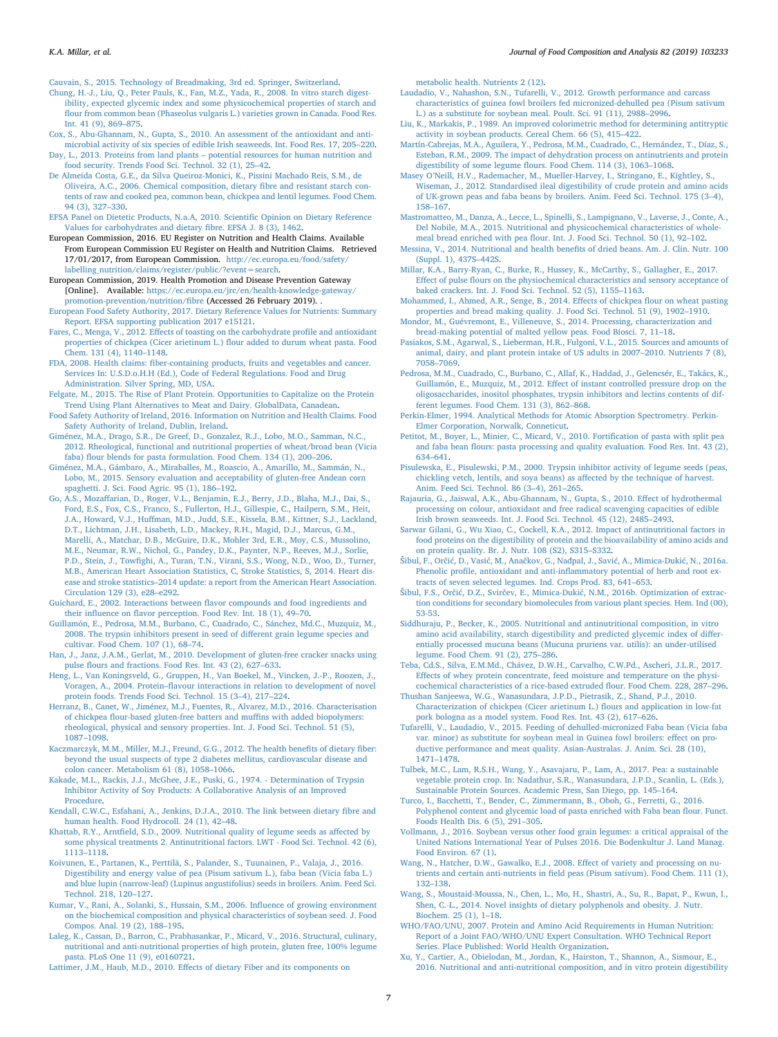Cauvain, S., 2015. Technology of Breadmaking, 3rd ed. Springer, Switzerland.

Chung, H.-J., Liu, Q., Peter Pauls, K., Fan, M.Z., Yada, R., 2008. In vitro starch digestibility, expected glycemic index and some physicochemical properties of starch and flour from common bean (Phaseolus vulgaris L.) varieties grown in Canada. Food Res. Int. 41 (9), 869–875.

Cox, S., Abu-Ghannam, N., Gupta, S., 2010. An assessment of the antioxidant and antimicrobial activity of six species of edible Irish seaweeds. Int. Food Res. 17, 205–220.

Day, L., 2013. Proteins from land plants – potential resources for human nutrition and food security. Trends Food Sci. Technol. 32 (1), 25–42.

De Almeida Costa, G.E., da Silva Queiroz-Monici, K., Pissini Machado Reis, S.M., de Oliveira, A.C., 2006. Chemical composition, dietary fibre and resistant starch contents of raw and cooked pea, common bean, chickpea and lentil legumes. Food Chem. 94 (3), 327–330.

EFSA Panel on Dietetic Products, N.a.A, 2010. Scientific Opinion on Dietary Reference Values for carbohydrates and dietary fibre. EFSA J. 8 (3), 1462.

European Commission, 2016. EU Register on Nutrition and Health Claims. Available From European Commission EU Register on Health and Nutrition Claims. Retrieved 17/01/2017, from European Commission. http://ec.europa.eu/food/safety/labelling_nutrition/claims/register/public/?event=search.

European Commission, 2019. Health Promotion and Disease Prevention Gateway [Online]. Available: https://ec.europa.eu/jrc/en/health-knowledge-gateway/promotion-prevention/nutrition/fibre (Accessed 26 February 2019). .

European Food Safety Authority, 2017. Dietary Reference Values for Nutrients: Summary Report. EFSA supporting publication 2017 e15121.

Fares, C., Menga, V., 2012. Effects of toasting on the carbohydrate profile and antioxidant properties of chickpea (Cicer arietinum L.) flour added to durum wheat pasta. Food Chem. 131 (4), 1140–1148.

FDA, 2008. Health claims: fiber-containing products, fruits and vegetables and cancer. Services In: U.S.D.o.H.H (Ed.), Code of Federal Regulations. Food and Drug Administration. Silver Spring, MD, USA.

Felgate, M., 2015. The Rise of Plant Protein. Opportunities to Capitalize on the Protein Trend Using Plant Alternatives to Meat and Dairy. GlobalData, Canadean.

Food Safety Authority of Ireland, 2016. Information on Nutrition and Health Claims. Food Safety Authority of Ireland, Dublin, Ireland.

Giménez, M.A., Drago, S.R., De Greef, D., Gonzalez, R.J., Lobo, M.O., Samman, N.C., 2012. Rheological, functional and nutritional properties of wheat/broad bean (Vicia faba) flour blends for pasta formulation. Food Chem. 134 (1), 200–206.

Giménez, M.A., Gámbaro, A., Miraballes, M., Roascio, A., Amarillo, M., Sammán, N., Lobo, M., 2015. Sensory evaluation and acceptability of gluten-free Andean corn spaghetti. J. Sci. Food Agric. 95 (1), 186–192.

Go, A.S., Mozaffarian, D., Roger, V.L., Benjamin, E.J., Berry, J.D., Blaha, M.J., Dai, S., Ford, E.S., Fox, C.S., Franco, S., Fullerton, H.J., Gillespie, C., Hailpern, S.M., Heit, J.A., Howard, V.J., Huffman, M.D., Judd, S.E., Kissela, B.M., Kittner, S.J., Lackland, D.T., Lichtman, J.H., Lisabeth, L.D., Mackey, R.H., Magid, D.J., Marcus, G.M., Marelli, A., Matchar, D.B., McGuire, D.K., Mohler 3rd, E.R., Moy, C.S., Mussolino, M.E., Neumar, R.W., Nichol, G., Pandey, D.K., Paynter, N.P., Reeves, M.J., Sorlie, P.D., Stein, J., Towfighi, A., Turan, T.N., Virani, S.S., Wong, N.D., Woo, D., Turner, M.B., American Heart Association Statistics, C, Stroke Statistics, S, 2014. Heart disease and stroke statistics–2014 update: a report from the American Heart Association. Circulation 129 (3), e28–e292.

Guichard, E., 2002. Interactions between flavor compounds and food ingredients and their influence on flavor perception. Food Rev. Int. 18 (1), 49–70.

Guillamón, E., Pedrosa, M.M., Burbano, C., Cuadrado, C., Sánchez, Md.C., Muzquiz, M., 2008. The trypsin inhibitors present in seed of different grain legume species and cultivar. Food Chem. 107 (1), 68–74.

Han, J., Janz, J.A.M., Gerlat, M., 2010. Development of gluten-free cracker snacks using pulse flours and fractions. Food Res. Int. 43 (2), 627–633.

Heng, L., Van Koningsveld, G., Gruppen, H., Van Boekel, M., Vincken, J.-P., Roozen, J., Voragen, A., 2004. Protein–flavour interactions in relation to development of novel protein foods. Trends Food Sci. Technol. 15 (3–4), 217–224.

Herranz, B., Canet, W., Jiménez, M.J., Fuentes, R., Alvarez, M.D., 2016. Characterisation of chickpea flour-based gluten-free batters and muffins with added biopolymers: rheological, physical and sensory properties. Int. J. Food Sci. Technol. 51 (5), 1087–1098.

Kaczmarczyk, M.M., Miller, M.J., Freund, G.G., 2012. The health benefits of dietary fiber: beyond the usual suspects of type 2 diabetes mellitus, cardiovascular disease and colon cancer. Metabolism 61 (8), 1058–1066.

Kakade, M.L., Rackis, J.J., McGhee, J.E., Puski, G., 1974. - Determination of Trypsin Inhibitor Activity of Soy Products: A Collaborative Analysis of an Improved Procedure.

Kendall, C.W.C., Esfahani, A., Jenkins, D.J.A., 2010. The link between dietary fibre and human health. Food Hydrocoll. 24 (1), 42–48.

Khattab, R.Y., Arntfield, S.D., 2009. Nutritional quality of legume seeds as affected by some physical treatments 2. Antinutritional factors. LWT - Food Sci. Technol. 42 (6), 1113–1118.

Koivunen, E., Partanen, K., Perttilä, S., Palander, S., Tuunainen, P., Valaja, J., 2016. Digestibility and energy value of pea (Pisum sativum L.), faba bean (Vicia faba L.) and blue lupin (narrow-leaf) (Lupinus angustifolius) seeds in broilers. Anim. Feed Sci. Technol. 218, 120–127.

Kumar, V., Rani, A., Solanki, S., Hussain, S.M., 2006. Influence of growing environment on the biochemical composition and physical characteristics of soybean seed. J. Food Compos. Anal. 19 (2), 188–195.

Laleg, K., Cassan, D., Barron, C., Prabhasankar, P., Micard, V., 2016. Structural, culinary, nutritional and anti-nutritional properties of high protein, gluten free, 100% legume pasta. PLoS One 11 (9), e0160721.

Lattimer, J.M., Haub, M.D., 2010. Effects of dietary Fiber and its components on metabolic health. Nutrients 2 (12).

Laudadio, V., Nahashon, S.N., Tufarelli, V., 2012. Growth performance and carcass characteristics of guinea fowl broilers fed micronized-dehulled pea (Pisum sativum L.) as a substitute for soybean meal. Poult. Sci. 91 (11), 2988–2996.

Liu, K., Markakis, P., 1989. An improved colorimetric method for determining antitryptic activity in soybean products. Cereal Chem. 66 (5), 415–422.

Martín-Cabrejas, M.A., Aguilera, Y., Pedrosa, M.M., Cuadrado, C., Hernández, T., Díaz, S., Esteban, R.M., 2009. The impact of dehydration process on antinutrients and protein digestibility of some legume flours. Food Chem. 114 (3), 1063–1068.

Masey O'Neill, H.V., Rademacher, M., Mueller-Harvey, I., Stringano, E., Kightley, S., Wiseman, J., 2012. Standardised ileal digestibility of crude protein and amino acids of UK-grown peas and faba beans by broilers. Anim. Feed Sci. Technol. 175 (3–4), 158–167.

Mastromatteo, M., Danza, A., Lecce, L., Spinelli, S., Lampignano, V., Laverse, J., Conte, A., Del Nobile, M.A., 2015. Nutritional and physicochemical characteristics of wholemeal bread enriched with pea flour. Int. J. Food Sci. Technol. 50 (1), 92–102.

Messina, V., 2014. Nutritional and health benefits of dried beans. Am. J. Clin. Nutr. 100 (Suppl. 1), 437S–442S.

Millar, K.A., Barry-Ryan, C., Burke, R., Hussey, K., McCarthy, S., Gallagher, E., 2017. Effect of pulse flours on the physiochemical characteristics and sensory acceptance of baked crackers. Int. J. Food Sci. Technol. 52 (5), 1155–1163.

Mohammed, I., Ahmed, A.R., Senge, B., 2014. Effects of chickpea flour on wheat pasting properties and bread making quality. J. Food Sci. Technol. 51 (9), 1902–1910.

Mondor, M., Guévremont, E., Villeneuve, S., 2014. Processing, characterization and bread-making potential of malted yellow peas. Food Biosci. 7, 11–18.

Pasiakos, S.M., Agarwal, S., Lieberman, H.R., Fulgoni, V.L., 2015. Sources and amounts of animal, dairy, and plant protein intake of US adults in 2007–2010. Nutrients 7 (8), 7058–7069.

Pedrosa, M.M., Cuadrado, C., Burbano, C., Allaf, K., Haddad, J., Gelencsér, E., Takács, K., Guillamón, E., Muzquiz, M., 2012. Effect of instant controlled pressure drop on the oligosaccharides, inositol phosphates, trypsin inhibitors and lectins contents of different legumes. Food Chem. 131 (3), 862–868.

Perkin-Elmer, 1994. Analytical Methods for Atomic Absorption Spectrometry. Perkin-Elmer Corporation, Norwalk, Conneticut.

Petitot, M., Boyer, L., Minier, C., Micard, V., 2010. Fortification of pasta with split pea and faba bean flours: pasta processing and quality evaluation. Food Res. Int. 43 (2), 634–641.

Pisulewska, E., Pisulewski, P.M., 2000. Trypsin inhibitor activity of legume seeds (peas, chickling vetch, lentils, and soya beans) as affected by the technique of harvest. Anim. Feed Sci. Technol. 86 (3–4), 261–265.

Rajauria, G., Jaiswal, A.K., Abu-Ghannam, N., Gupta, S., 2010. Effect of hydrothermal processing on colour, antioxidant and free radical scavenging capacities of edible Irish brown seaweeds. Int. J. Food Sci. Technol. 45 (12), 2485–2493.

Sarwar Gilani, G., Wu Xiao, C., Cockell, K.A., 2012. Impact of antinutritional factors in food proteins on the digestibility of protein and the bioavailability of amino acids and on protein quality. Br. J. Nutr. 108 (S2), S315–S332.

Šibul, F., Orčić, D., Vasić, M., Anačkov, G., Nađpal, J., Savić, A., Mimica-Dukić, N., 2016a. Phenolic profile, antioxidant and anti-inflammatory potential of herb and root extracts of seven selected legumes. Ind. Crops Prod. 83, 641–653.

Šibul, F.S., Orčić, D.Z., Svirčev, E., Mimica-Dukić, N.M., 2016b. Optimization of extraction conditions for secondary biomolecules from various plant species. Hem. Ind (00), 53-53.

Siddhuraju, P., Becker, K., 2005. Nutritional and antinutritional composition, in vitro amino acid availability, starch digestibility and predicted glycemic index of differentially processed mucuna beans (Mucuna pruriens var. utilis): an under-utilised legume. Food Chem. 91 (2), 275–286.

Teba, Cd.S., Silva, E.M.Md., Chávez, D.W.H., Carvalho, C.W.Pd., Ascheri, J.L.R., 2017. Effects of whey protein concentrate, feed moisture and temperature on the physicochemical characteristics of a rice-based extruded flour. Food Chem. 228, 287–296.

Thushan Sanjeewa, W.G., Wanasundara, J.P.D., Pietrasik, Z., Shand, P.J., 2010. Characterization of chickpea (Cicer arietinum L.) flours and application in low-fat pork bologna as a model system. Food Res. Int. 43 (2), 617–626.

Tufarelli, V., Laudadio, V., 2015. Feeding of dehulled-micronized Faba bean (Vicia faba var. minor) as substitute for soybean meal in Guinea fowl broilers: effect on productive performance and meat quality. Asian-Australas. J. Anim. Sci. 28 (10), 1471–1478.

Tulbek, M.C., Lam, R.S.H., Wang, Y., Asavajaru, P., Lam, A., 2017. Pea: a sustainable vegetable protein crop. In: Nadathur, S.R., Wanasundara, J.P.D., Scanlin, L. (Eds.), Sustainable Protein Sources. Academic Press, San Diego, pp. 145–164.

Turco, I., Bacchetti, T., Bender, C., Zimmermann, B., Oboh, G., Ferretti, G., 2016. Polyphenol content and glycemic load of pasta enriched with Faba bean flour. Funct. Foods Health Dis. 6 (5), 291–305.

Vollmann, J., 2016. Soybean versus other food grain legumes: a critical appraisal of the United Nations International Year of Pulses 2016. Die Bodenkultur J. Land Manag. Food Environ. 67 (1).

Wang, N., Hatcher, D.W., Gawalko, E.J., 2008. Effect of variety and processing on nutrients and certain anti-nutrients in field peas (Pisum sativum). Food Chem. 111 (1), 132–138.

Wang, S., Moustaid-Moussa, N., Chen, L., Mo, H., Shastri, A., Su, R., Bapat, P., Kwun, I., Shen, C.-L., 2014. Novel insights of dietary polyphenols and obesity. J. Nutr. Biochem. 25 (1), 1–18.

WHO/FAO/UNU, 2007. Protein and Amino Acid Requirements in Human Nutrition: Report of a Joint FAO/WHO/UNU Expert Consultation. WHO Technical Report Series. Place Published: World Health Organization.

Xu, Y., Cartier, A., Obielodan, M., Jordan, K., Hairston, T., Shannon, A., Sismour, E., 2016. Nutritional and anti-nutritional composition, and in vitro protein digestibility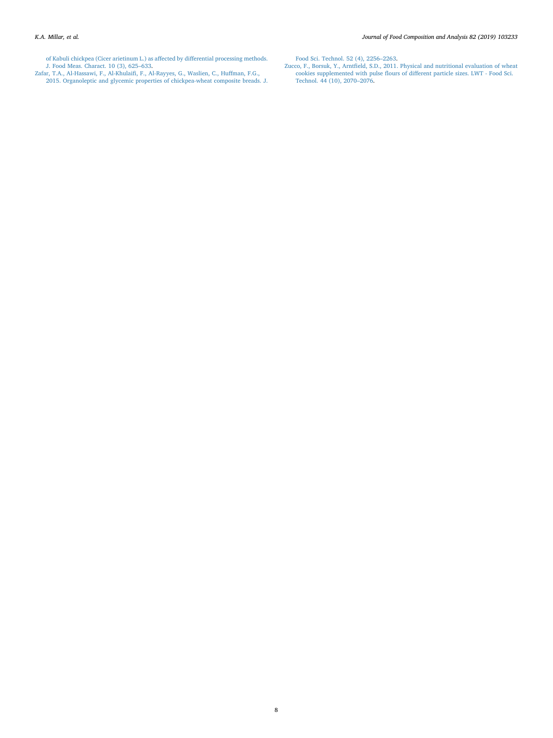of Kabuli chickpea (Cicer arietinum L.) as affected by differential processing methods. J. Food Meas. Charact. 10 (3), 625–633.

Zafar, T.A., Al-Hassawi, F., Al-Khulaifi, F., Al-Rayyes, G., Waslien, C., Huffman, F.G., 2015. Organoleptic and glycemic properties of chickpea-wheat composite breads. J. Food Sci. Technol. 52 (4), 2256–2263.

Zucco, F., Borsuk, Y., Arntfield, S.D., 2011. Physical and nutritional evaluation of wheat cookies supplemented with pulse flours of different particle sizes. LWT - Food Sci. Technol. 44 (10), 2070–2076.